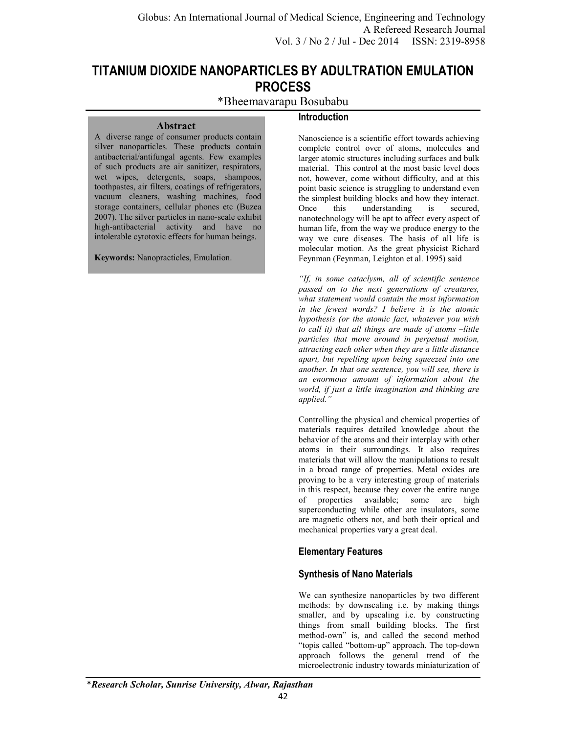# TITANIUM DIOXIDE NANOPARTICLES BY ADULTRATION EMULATION PROCESS

*Bheemavarapu Bosubabu

## Abstract

A diverse range of consumer products contain silver nanoparticles. These products contain antibacterial/antifungal agents. Few examples of such products are air sanitizer, respirators, wet wipes, detergents, soaps, shampoos, toothpastes, air filters, coatings of refrigerators, vacuum cleaners, washing machines, food storage containers, cellular phones etc (Buzea 2007). The silver particles in nano-scale exhibit high-antibacterial activity and have no intolerable cytotoxic effects for human beings.

**Keywords:** Nanopracticles, Emulation.

## Introduction

Nanoscience is a scientific effort towards achieving complete control over of atoms, molecules and larger atomic structures including surfaces and bulk material. This control at the most basic level does not, however, come without difficulty, and at this point basic science is struggling to understand even the simplest building blocks and how they interact. Once this understanding is secured, nanotechnology will be apt to affect every aspect of human life, from the way we produce energy to the way we cure diseases. The basis of all life is molecular motion. As the great physicist Richard Feynman (Feynman, Leighton et al. 1995) said

*"If, in some cataclysm, all of scientific sentence passed on to the next generations of creatures, what statement would contain the most information in the fewest words? I believe it is the atomic hypothesis (or the atomic fact, whatever you wish to call it) that all things are made of atoms –little particles that move around in perpetual motion, attracting each other when they are a little distance apart, but repelling upon being squeezed into one another. In that one sentence, you will see, there is an enormous amount of information about the world, if just a little imagination and thinking are applied."*

Controlling the physical and chemical properties of materials requires detailed knowledge about the behavior of the atoms and their interplay with other atoms in their surroundings. It also requires materials that will allow the manipulations to result in a broad range of properties. Metal oxides are proving to be a very interesting group of materials in this respect, because they cover the entire range of properties available; some are high superconducting while other are insulators, some are magnetic others not, and both their optical and mechanical properties vary a great deal.

## Elementary Features

### Synthesis of Nano Materials

We can synthesize nanoparticles by two different methods: by downscaling i.e. by making things smaller, and by upscaling i.e. by constructing things from small building blocks. The first method-own" is, and called the second method "topis called "bottom-up" approach. The top-down approach follows the general trend of the microelectronic industry towards miniaturization of

*Research Scholar, Sunrise University, Alwar, Rajasthan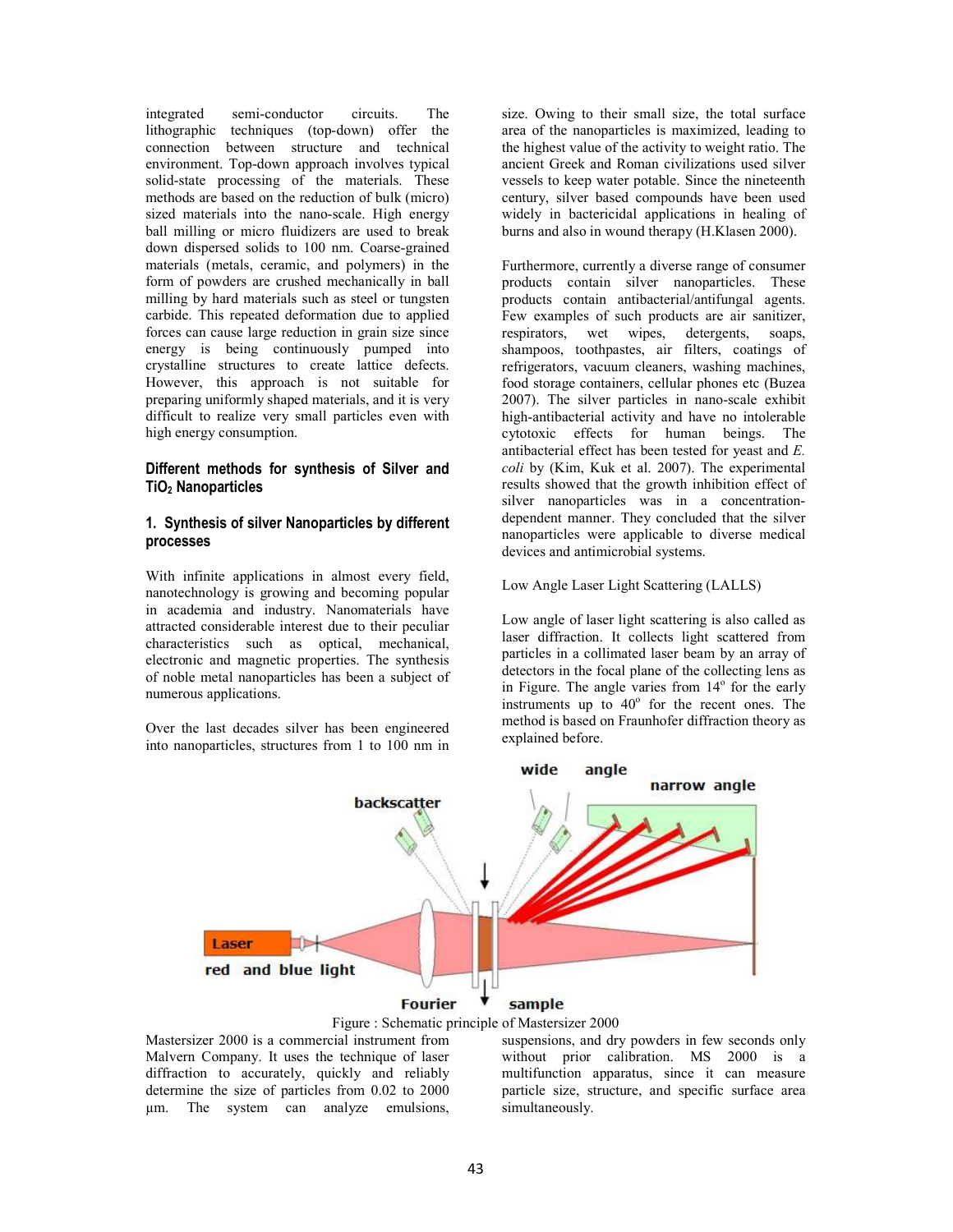integrated semi-conductor circuits. The lithographic techniques (top-down) offer the connection between structure and technical environment. Top-down approach involves typical solid-state processing of the materials. These methods are based on the reduction of bulk (micro) sized materials into the nano-scale. High energy ball milling or micro fluidizers are used to break down dispersed solids to 100 nm. Coarse-grained materials (metals, ceramic, and polymers) in the form of powders are crushed mechanically in ball milling by hard materials such as steel or tungsten carbide. This repeated deformation due to applied forces can cause large reduction in grain size since energy is being continuously pumped into crystalline structures to create lattice defects. However, this approach is not suitable for preparing uniformly shaped materials, and it is very difficult to realize very small particles even with high energy consumption.

## Different methods for synthesis of Silver and $TiO_2$ Nanoparticles

### 1. Synthesis of silver Nanoparticles by different processes

With infinite applications in almost every field, nanotechnology is growing and becoming popular in academia and industry. Nanomaterials have attracted considerable interest due to their peculiar characteristics such as optical, mechanical, electronic and magnetic properties. The synthesis of noble metal nanoparticles has been a subject of numerous applications.

Over the last decades silver has been engineered into nanoparticles, structures from 1 to 100 nm in size. Owing to their small size, the total surface area of the nanoparticles is maximized, leading to the highest value of the activity to weight ratio. The ancient Greek and Roman civilizations used silver vessels to keep water potable. Since the nineteenth century, silver based compounds have been used widely in bactericidal applications in healing of burns and also in wound therapy (H.Klasen 2000).

Furthermore, currently a diverse range of consumer products contain silver nanoparticles. These products contain antibacterial/antifungal agents. Few examples of such products are air sanitizer, respirators, wet wipes, detergents, soaps, shampoos, toothpastes, air filters, coatings of refrigerators, vacuum cleaners, washing machines, food storage containers, cellular phones etc (Buzea 2007). The silver particles in nano-scale exhibit high-antibacterial activity and have no intolerable cytotoxic effects for human beings. The antibacterial effect has been tested for yeast and *E. coli* by (Kim, Kuk et al. 2007). The experimental results showed that the growth inhibition effect of silver nanoparticles was in a concentration-dependent manner. They concluded that the silver nanoparticles were applicable to diverse medical devices and antimicrobial systems.

Low Angle Laser Light Scattering (LALLS)

Low angle of laser light scattering is also called as laser diffraction. It collects light scattered from particles in a collimated laser beam by an array of detectors in the focal plane of the collecting lens as in Figure. The angle varies from 14$^o$ for the early instruments up to 40$^o$ for the recent ones. The method is based on Fraunhofer diffraction theory as explained before.

Figure : Schematic principle of Mastersizer 2000

Mastersizer 2000 is a commercial instrument from Malvern Company. It uses the technique of laser diffraction to accurately, quickly and reliably determine the size of particles from 0.02 to 2000 µm. The system can analyze emulsions, suspensions, and dry powders in few seconds only without prior calibration. MS 2000 is a multifunction apparatus, since it can measure particle size, structure, and specific surface area simultaneously.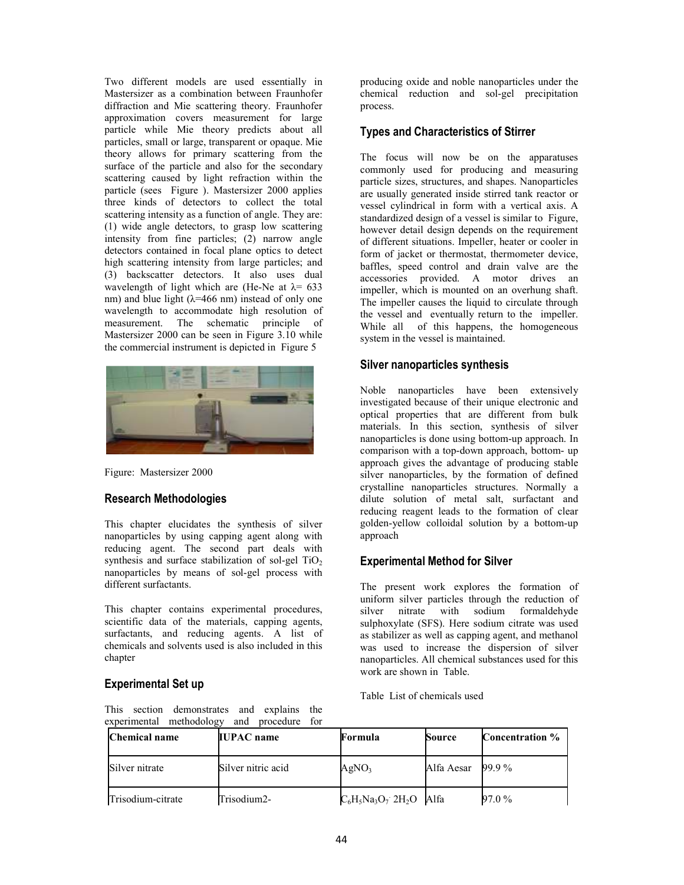Two different models are used essentially in Mastersizer as a combination between Fraunhofer diffraction and Mie scattering theory. Fraunhofer approximation covers measurement for large particle while Mie theory predicts about all particles, small or large, transparent or opaque. Mie theory allows for primary scattering from the surface of the particle and also for the secondary scattering caused by light refraction within the particle (sees Figure ). Mastersizer 2000 applies three kinds of detectors to collect the total scattering intensity as a function of angle. They are: (1) wide angle detectors, to grasp low scattering intensity from fine particles; (2) narrow angle detectors contained in focal plane optics to detect high scattering intensity from large particles; and (3) backscatter detectors. It also uses dual wavelength of light which are (He-Ne at $\lambda = 633$ nm) and blue light ($\lambda=466$ nm) instead of only one wavelength to accommodate high resolution of measurement. The schematic principle of Mastersizer 2000 can be seen in Figure 3.10 while the commercial instrument is depicted in Figure 5

Figure: Mastersizer 2000

## Research Methodologies

This chapter elucidates the synthesis of silver nanoparticles by using capping agent along with reducing agent. The second part deals with synthesis and surface stabilization of sol-gel $TiO_2$ nanoparticles by means of sol-gel process with different surfactants.

This chapter contains experimental procedures, scientific data of the materials, capping agents, surfactants, and reducing agents. A list of chemicals and solvents used is also included in this chapter

## Experimental Set up

This section demonstrates and explains the experimental methodology and procedure for producing oxide and noble nanoparticles under the chemical reduction and sol-gel precipitation process.

## Types and Characteristics of Stirrer

The focus will now be on the apparatuses commonly used for producing and measuring particle sizes, structures, and shapes. Nanoparticles are usually generated inside stirred tank reactor or vessel cylindrical in form with a vertical axis. A standardized design of a vessel is similar to Figure, however detail design depends on the requirement of different situations. Impeller, heater or cooler in form of jacket or thermostat, thermometer device, baffles, speed control and drain valve are the accessories provided. A motor drives an impeller, which is mounted on an overhung shaft. The impeller causes the liquid to circulate through the vessel and eventually return to the impeller. While all of this happens, the homogeneous system in the vessel is maintained.

## Silver nanoparticles synthesis

Noble nanoparticles have been extensively investigated because of their unique electronic and optical properties that are different from bulk materials. In this section, synthesis of silver nanoparticles is done using bottom-up approach. In comparison with a top-down approach, bottom- up approach gives the advantage of producing stable silver nanoparticles, by the formation of defined crystalline nanoparticles structures. Normally a dilute solution of metal salt, surfactant and reducing reagent leads to the formation of clear golden-yellow colloidal solution by a bottom-up approach

## Experimental Method for Silver

The present work explores the formation of uniform silver particles through the reduction of silver nitrate with sodium formaldehyde sulphoxylate (SFS). Here sodium citrate was used as stabilizer as well as capping agent, and methanol was used to increase the dispersion of silver nanoparticles. All chemical substances used for this work are shown in Table.

Table List of chemicals used

| Chemical name | IUPAC name | Formula | Source | Concentration % |
|---|---|---|---|---|
| Silver nitrate | Silver nitric acid | $AgNO_3$ | Alfa Aesar | 99.9 % |
| Trisodium-citrate | Trisodium2- | $C_6H_5Na_3O_7 \cdot 2H_2O$ | Alfa | 97.0 % |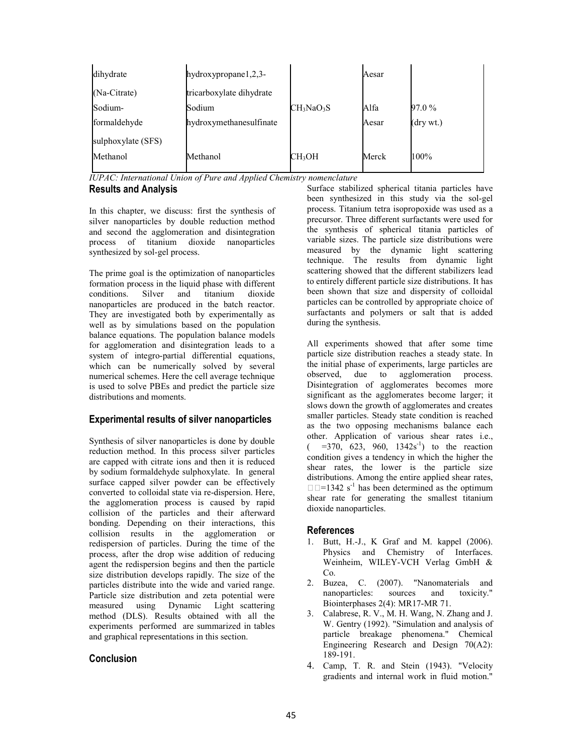| | | | | |
|---|---|---|---|---|
| dihydrate (Na-Citrate) | hydroxypropane1,2,3-tricarboxylate dihydrate | | Aesar | |
| Sodium-formaldehyde sulphoxylate (SFS) | Sodium hydroxymethanesulfinate | $CH_3NaO_3S$ | Alfa Aesar | 97.0 % (dry wt.) |
| Methanol | Methanol | $CH_3OH$ | Merck | 100% |

*IUPAC: International Union of Pure and Applied Chemistry nomenclature*

## Results and Analysis

In this chapter, we discuss: first the synthesis of silver nanoparticles by double reduction method and second the agglomeration and disintegration process of titanium dioxide nanoparticles synthesized by sol-gel process.

The prime goal is the optimization of nanoparticles formation process in the liquid phase with different conditions. Silver and titanium dioxide nanoparticles are produced in the batch reactor. They are investigated both by experimentally as well as by simulations based on the population balance equations. The population balance models for agglomeration and disintegration leads to a system of integro-partial differential equations, which can be numerically solved by several numerical schemes. Here the cell average technique is used to solve PBEs and predict the particle size distributions and moments.

## Experimental results of silver nanoparticles

Synthesis of silver nanoparticles is done by double reduction method. In this process silver particles are capped with citrate ions and then it is reduced by sodium formaldehyde sulphoxylate. In general surface capped silver powder can be effectively converted to colloidal state via re-dispersion. Here, the agglomeration process is caused by rapid collision of the particles and their afterward bonding. Depending on their interactions, this collision results in the agglomeration or redispersion of particles. During the time of the process, after the drop wise addition of reducing agent the redispersion begins and then the particle size distribution develops rapidly. The size of the particles distribute into the wide and varied range. Particle size distribution and zeta potential were measured using Dynamic Light scattering method (DLS). Results obtained with all the experiments performed are summarized in tables and graphical representations in this section.

## Conclusion

Surface stabilized spherical titania particles have been synthesized in this study via the sol-gel process. Titanium tetra isopropoxide was used as a precursor. Three different surfactants were used for the synthesis of spherical titania particles of variable sizes. The particle size distributions were measured by the dynamic light scattering technique. The results from dynamic light scattering showed that the different stabilizers lead to entirely different particle size distributions. It has been shown that size and dispersity of colloidal particles can be controlled by appropriate choice of surfactants and polymers or salt that is added during the synthesis.

All experiments showed that after some time particle size distribution reaches a steady state. In the initial phase of experiments, large particles are observed, due to agglomeration process. Disintegration of agglomerates becomes more significant as the agglomerates become larger; it slows down the growth of agglomerates and creates smaller particles. Steady state condition is reached as the two opposing mechanisms balance each other. Application of various shear rates i.e., ( =370, 623, 960, 1342$s^{-1}$) to the reaction condition gives a tendency in which the higher the shear rates, the lower is the particle size distributions. Among the entire applied shear rates, =1342 $s^{-1}$ has been determined as the optimum shear rate for generating the smallest titanium dioxide nanoparticles.

## References

1. Butt, H.-J., K Graf and M. kappel (2006). Physics and Chemistry of Interfaces. Weinheim, WILEY-VCH Verlag GmbH & Co.
2. Buzea, C. (2007). "Nanomaterials and nanoparticles: sources and toxicity." Biointerphases 2(4): MR17-MR 71.
3. Calabrese, R. V., M. H. Wang, N. Zhang and J. W. Gentry (1992). "Simulation and analysis of particle breakage phenomena." Chemical Engineering Research and Design 70(A2): 189-191.
4. Camp, T. R. and Stein (1943). "Velocity gradients and internal work in fluid motion."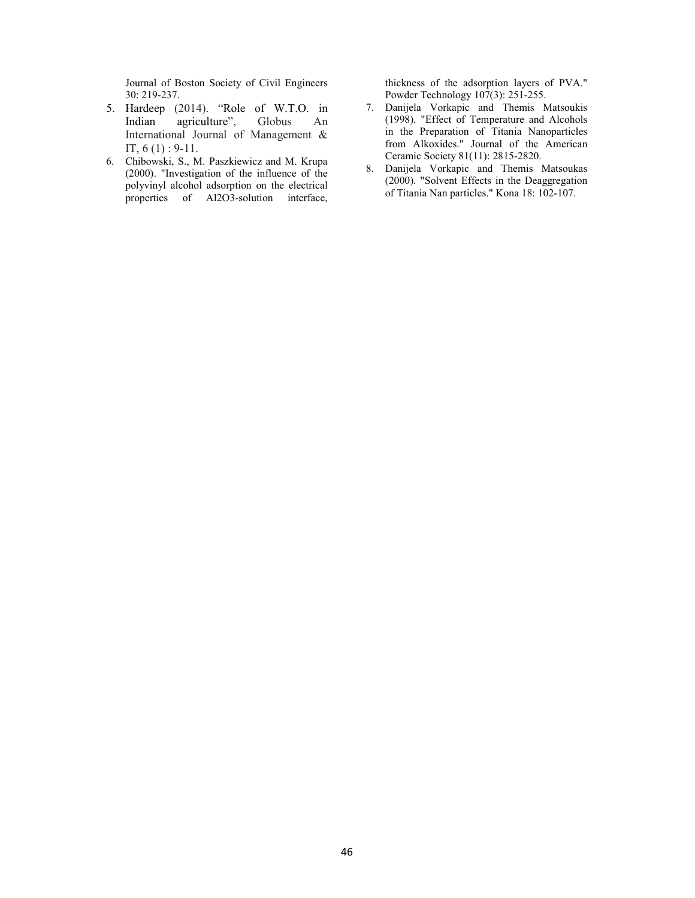Journal of Boston Society of Civil Engineers 30: 219-237.

5. Hardeep (2014). "Role of W.T.O. in Indian agriculture", Globus An International Journal of Management & IT, 6 (1) : 9-11.
6. Chibowski, S., M. Paszkiewicz and M. Krupa (2000). "Investigation of the influence of the polyvinyl alcohol adsorption on the electrical properties of Al2O3-solution interface, thickness of the adsorption layers of PVA." Powder Technology 107(3): 251-255.
7. Danijela Vorkapic and Themis Matsoukis (1998). "Effect of Temperature and Alcohols in the Preparation of Titania Nanoparticles from Alkoxides." Journal of the American Ceramic Society 81(11): 2815-2820.
8. Danijela Vorkapic and Themis Matsoukas (2000). "Solvent Effects in the Deaggregation of Titania Nan particles." Kona 18: 102-107.